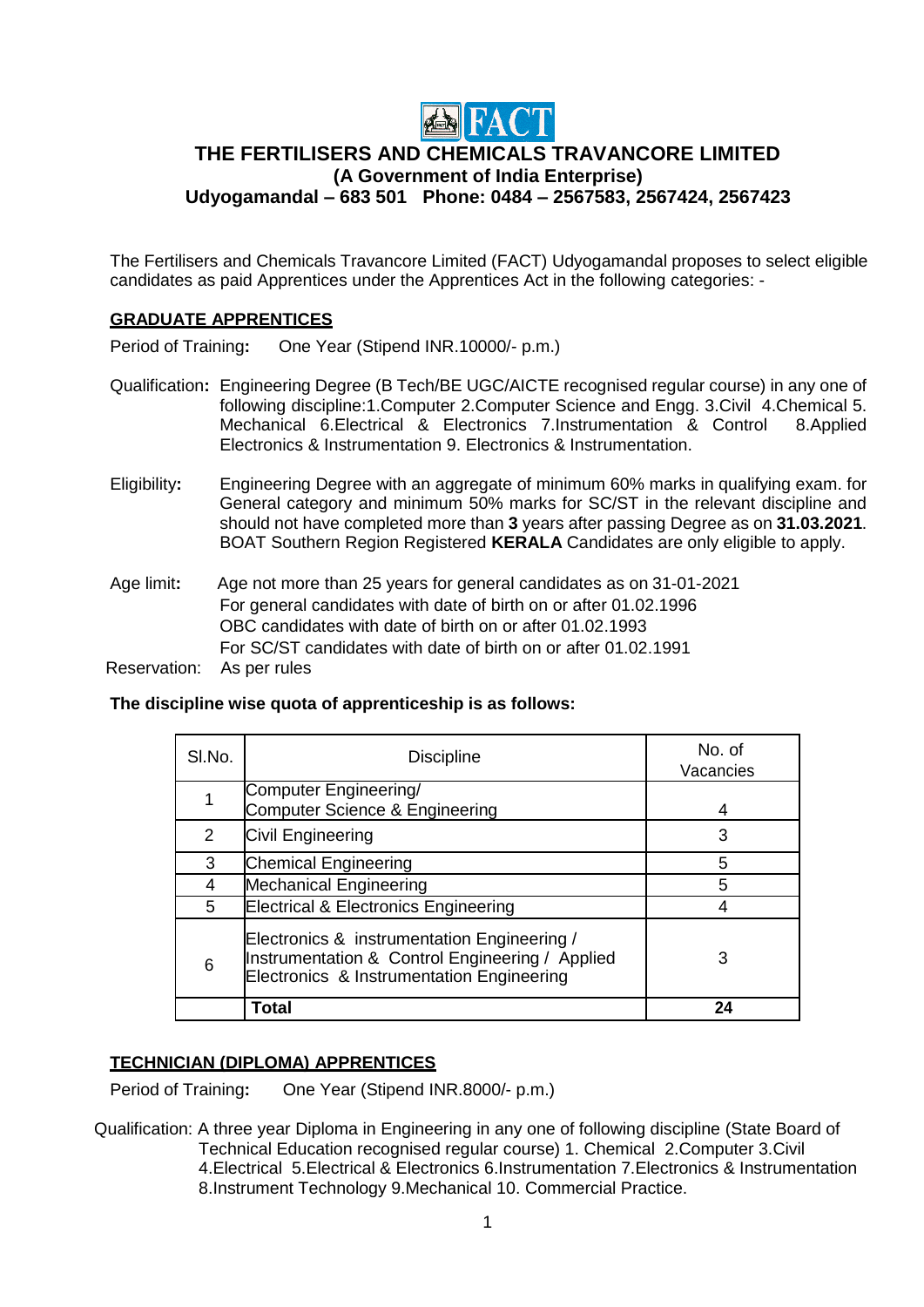# THE FERTILISERS AND CHEMICALS TRAVANCORE LIMITED

**(A Government of India Enterprise)**

**Udyogamandal – 683 501 Phone: 0484 – 2567583, 2567424, 2567423**

The Fertilisers and Chemicals Travancore Limited (FACT) Udyogamandal proposes to select eligible candidates as paid Apprentices under the Apprentices Act in the following categories: -

## GRADUATE APPRENTICES

Period of Training**:** One Year (Stipend INR.10000/- p.m.)

Qualification**:** Engineering Degree (B Tech/BE UGC/AICTE recognised regular course) in any one of following discipline:1.Computer 2.Computer Science and Engg. 3.Civil 4.Chemical 5. Mechanical 6.Electrical & Electronics 7.Instrumentation & Control 8.Applied Electronics & Instrumentation 9. Electronics & Instrumentation.

Eligibility**:** Engineering Degree with an aggregate of minimum 60% marks in qualifying exam. for General category and minimum 50% marks for SC/ST in the relevant discipline and should not have completed more than **3** years after passing Degree as on **31.03.2021**. BOAT Southern Region Registered **KERALA** Candidates are only eligible to apply.

Age limit**:** Age not more than 25 years for general candidates as on 31-01-2021
For general candidates with date of birth on or after 01.02.1996
OBC candidates with date of birth on or after 01.02.1993
For SC/ST candidates with date of birth on or after 01.02.1991

Reservation: As per rules

**The discipline wise quota of apprenticeship is as follows:**

| Sl.No. | Discipline | No. of Vacancies |
|---|---|---|
| 1 | Computer Engineering/ Computer Science & Engineering | 4 |
| 2 | Civil Engineering | 3 |
| 3 | Chemical Engineering | 5 |
| 4 | Mechanical Engineering | 5 |
| 5 | Electrical & Electronics Engineering | 4 |
| 6 | Electronics & instrumentation Engineering / Instrumentation & Control Engineering / Applied Electronics & Instrumentation Engineering | 3 |
| | **Total** | **24** |

## TECHNICIAN (DIPLOMA) APPRENTICES

Period of Training**:** One Year (Stipend INR.8000/- p.m.)

Qualification: A three year Diploma in Engineering in any one of following discipline (State Board of Technical Education recognised regular course) 1. Chemical 2.Computer 3.Civil 4.Electrical 5.Electrical & Electronics 6.Instrumentation 7.Electronics & Instrumentation 8.Instrument Technology 9.Mechanical 10. Commercial Practice.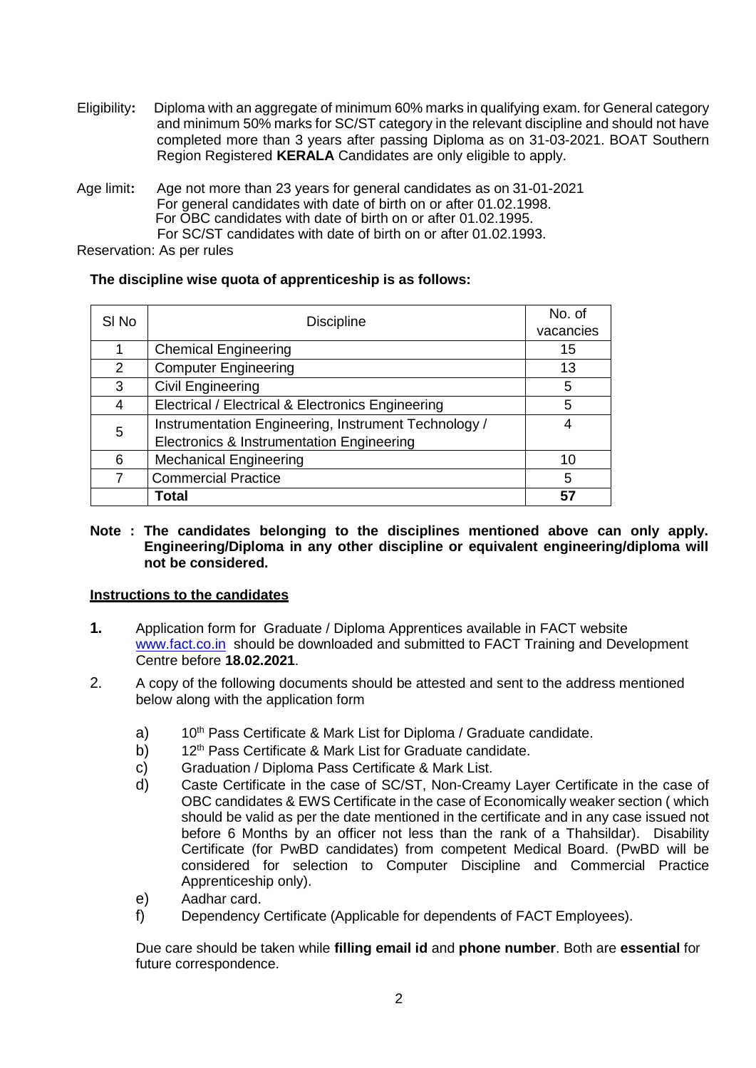Eligibility**:** Diploma with an aggregate of minimum 60% marks in qualifying exam. for General category and minimum 50% marks for SC/ST category in the relevant discipline and should not have completed more than 3 years after passing Diploma as on 31-03-2021. BOAT Southern Region Registered **KERALA** Candidates are only eligible to apply.

Age limit**:** Age not more than 23 years for general candidates as on 31-01-2021
For general candidates with date of birth on or after 01.02.1998.
For OBC candidates with date of birth on or after 01.02.1995.
For SC/ST candidates with date of birth on or after 01.02.1993.

Reservation: As per rules

**The discipline wise quota of apprenticeship is as follows:**

| Sl No | Discipline | No. of vacancies |
|---|---|---|
| 1 | Chemical Engineering | 15 |
| 2 | Computer Engineering | 13 |
| 3 | Civil Engineering | 5 |
| 4 | Electrical / Electrical & Electronics Engineering | 5 |
| 5 | Instrumentation Engineering, Instrument Technology / Electronics & Instrumentation Engineering | 4 |
| 6 | Mechanical Engineering | 10 |
| 7 | Commercial Practice | 5 |
| | **Total** | **57** |

**Note : The candidates belonging to the disciplines mentioned above can only apply. Engineering/Diploma in any other discipline or equivalent engineering/diploma will not be considered.**

**<u>Instructions to the candidates</u>**

**1.** Application form for Graduate / Diploma Apprentices available in FACT website www.fact.co.in should be downloaded and submitted to FACT Training and Development Centre before **18.02.2021**.

2. A copy of the following documents should be attested and sent to the address mentioned below along with the application form

   a) 10th Pass Certificate & Mark List for Diploma / Graduate candidate.
   
   b) 12th Pass Certificate & Mark List for Graduate candidate.
   
   c) Graduation / Diploma Pass Certificate & Mark List.
   
   d) Caste Certificate in the case of SC/ST, Non-Creamy Layer Certificate in the case of OBC candidates & EWS Certificate in the case of Economically weaker section ( which should be valid as per the date mentioned in the certificate and in any case issued not before 6 Months by an officer not less than the rank of a Thahsildar). Disability Certificate (for PwBD candidates) from competent Medical Board. (PwBD will be considered for selection to Computer Discipline and Commercial Practice Apprenticeship only).
   
   e) Aadhar card.
   
   f) Dependency Certificate (Applicable for dependents of FACT Employees).

   Due care should be taken while **filling email id** and **phone number**. Both are **essential** for future correspondence.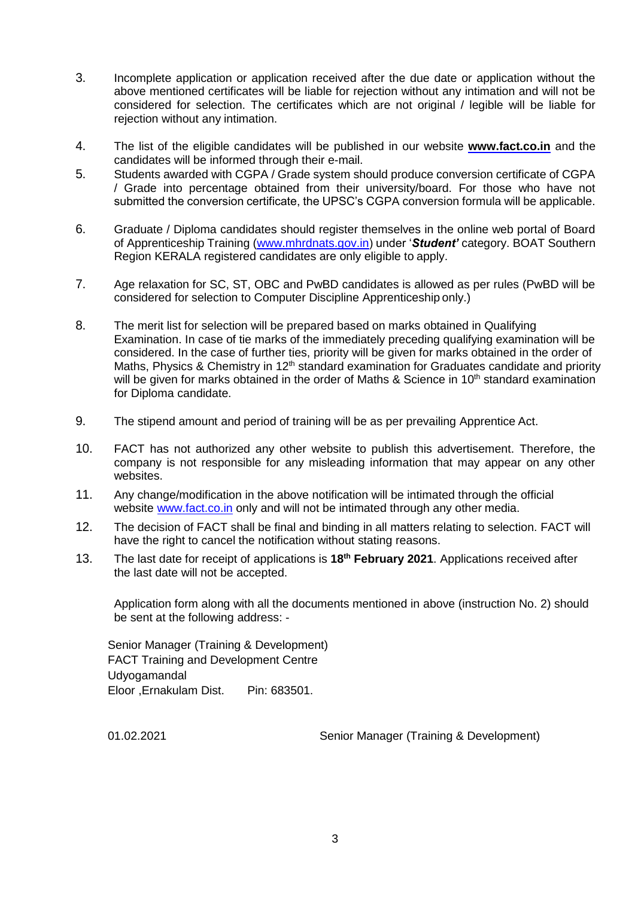3. Incomplete application or application received after the due date or application without the above mentioned certificates will be liable for rejection without any intimation and will not be considered for selection. The certificates which are not original / legible will be liable for rejection without any intimation.

4. The list of the eligible candidates will be published in our website **www.fact.co.in** and the candidates will be informed through their e-mail.

5. Students awarded with CGPA / Grade system should produce conversion certificate of CGPA / Grade into percentage obtained from their university/board. For those who have not submitted the conversion certificate, the UPSC's CGPA conversion formula will be applicable.

6. Graduate / Diploma candidates should register themselves in the online web portal of Board of Apprenticeship Training (www.mhrdnats.gov.in) under '***Student'*** category. BOAT Southern Region KERALA registered candidates are only eligible to apply.

7. Age relaxation for SC, ST, OBC and PwBD candidates is allowed as per rules (PwBD will be considered for selection to Computer Discipline Apprenticeship only.)

8. The merit list for selection will be prepared based on marks obtained in Qualifying Examination. In case of tie marks of the immediately preceding qualifying examination will be considered. In the case of further ties, priority will be given for marks obtained in the order of Maths, Physics & Chemistry in 12th standard examination for Graduates candidate and priority will be given for marks obtained in the order of Maths & Science in 10th standard examination for Diploma candidate.

9. The stipend amount and period of training will be as per prevailing Apprentice Act.

10. FACT has not authorized any other website to publish this advertisement. Therefore, the company is not responsible for any misleading information that may appear on any other websites.

11. Any change/modification in the above notification will be intimated through the official website www.fact.co.in only and will not be intimated through any other media.

12. The decision of FACT shall be final and binding in all matters relating to selection. FACT will have the right to cancel the notification without stating reasons.

13. The last date for receipt of applications is **18th February 2021**. Applications received after the last date will not be accepted.

Application form along with all the documents mentioned in above (instruction No. 2) should be sent at the following address: -

Senior Manager (Training & Development)
FACT Training and Development Centre
Udyogamandal
Eloor ,Ernakulam Dist. Pin: 683501.

01.02.2021 Senior Manager (Training & Development)